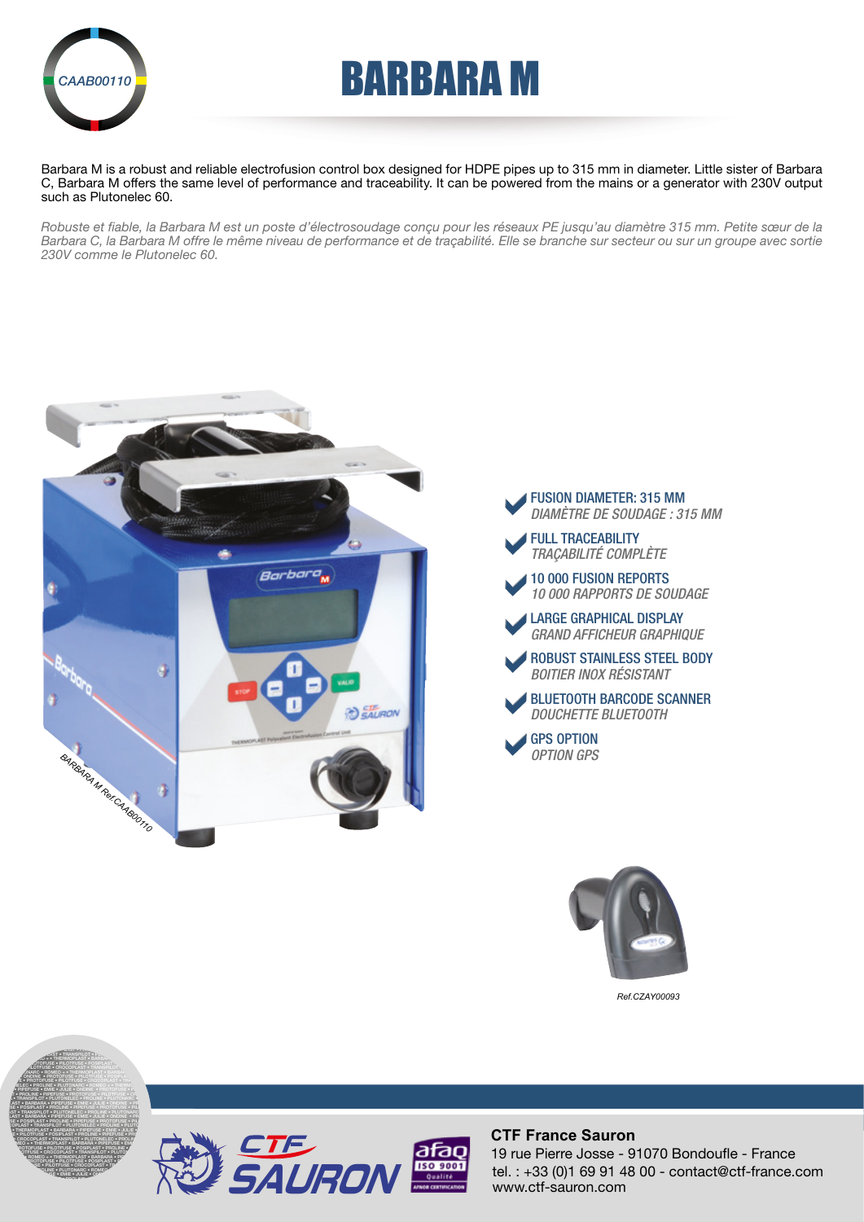CAAB00110

# BARBARA M

Barbara M is a robust and reliable electrofusion control box designed for HDPE pipes up to 315 mm in diameter. Little sister of Barbara C, Barbara M offers the same level of performance and traceability. It can be powered from the mains or a generator with 230V output such as Plutonelec 60.

*Robuste et fiable, la Barbara M est un poste d'électrosoudage conçu pour les réseaux PE jusqu'au diamètre 315 mm. Petite sœur de la Barbara C, la Barbara M offre le même niveau de performance et de traçabilité. Elle se branche sur secteur ou sur un groupe avec sortie 230V comme le Plutonelec 60.*

BARBARA M Ref.CAAB00110

- **FUSION DIAMETER: 315 MM**
  *DIAMÈTRE DE SOUDAGE : 315 MM*
- **FULL TRACEABILITY**
  *TRAÇABILITÉ COMPLÈTE*
- **10 000 FUSION REPORTS**
  *10 000 RAPPORTS DE SOUDAGE*
- **LARGE GRAPHICAL DISPLAY**
  *GRAND AFFICHEUR GRAPHIQUE*
- **ROBUST STAINLESS STEEL BODY**
  *BOITIER INOX RÉSISTANT*
- **BLUETOOTH BARCODE SCANNER**
  *DOUCHETTE BLUETOOTH*
- **GPS OPTION**
  *OPTION GPS*

Ref.CZAY00093

**CTF France Sauron**
19 rue Pierre Josse - 91070 Bondoufle - France
tel. : +33 (0)1 69 91 48 00 - contact@ctf-france.com
www.ctf-sauron.com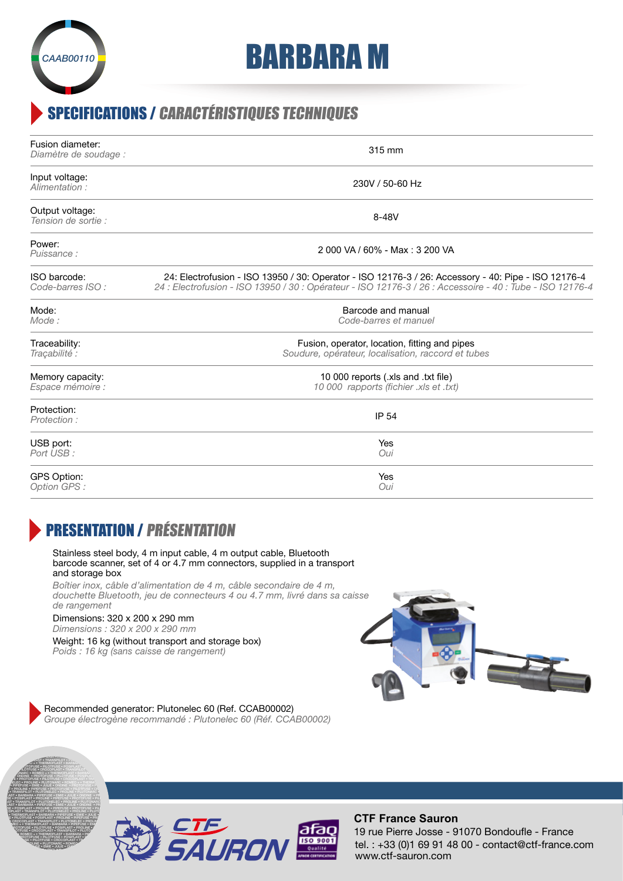CAAB00110

# BARBARA M

## SPECIFICATIONS / *CARACTÉRISTIQUES TECHNIQUES*

| | |
|---|---|
| Fusion diameter: *Diamètre de soudage :* | 315 mm |
| Input voltage: *Alimentation :* | 230V / 50-60 Hz |
| Output voltage: *Tension de sortie :* | 8-48V |
| Power: *Puissance :* | 2 000 VA / 60% - Max : 3 200 VA |
| ISO barcode: *Code-barres ISO :* | 24: Electrofusion - ISO 13950 / 30: Operator - ISO 12176-3 / 26: Accessory - 40: Pipe - ISO 12176-4 *24 : Electrofusion - ISO 13950 / 30 : Opérateur - ISO 12176-3 / 26 : Accessoire - 40 : Tube - ISO 12176-4* |
| Mode: *Mode :* | Barcode and manual *Code-barres et manuel* |
| Traceability: *Traçabilité :* | Fusion, operator, location, fitting and pipes *Soudure, opérateur, localisation, raccord et tubes* |
| Memory capacity: *Espace mémoire :* | 10 000 reports (.xls and .txt file) *10 000 rapports (fichier .xls et .txt)* |
| Protection: *Protection :* | IP 54 |
| USB port: *Port USB :* | Yes *Oui* |
| GPS Option: *Option GPS :* | Yes *Oui* |

## PRESENTATION / *PRÉSENTATION*

Stainless steel body, 4 m input cable, 4 m output cable, Bluetooth barcode scanner, set of 4 or 4.7 mm connectors, supplied in a transport and storage box

*Boîtier inox, câble d'alimentation de 4 m, câble secondaire de 4 m, douchette Bluetooth, jeu de connecteurs 4 ou 4.7 mm, livré dans sa caisse de rangement*

Dimensions: 320 x 200 x 290 mm

*Dimensions : 320 x 200 x 290 mm*

Weight: 16 kg (without transport and storage box)

*Poids : 16 kg (sans caisse de rangement)*

Recommended generator: Plutonelec 60 (Ref. CCAB00002)

*Groupe électrogène recommandé : Plutonelec 60 (Réf. CCAB00002)*

**CTF France Sauron**
19 rue Pierre Josse - 91070 Bondoufle - France
tel. : +33 (0)1 69 91 48 00 - contact@ctf-france.com
www.ctf-sauron.com